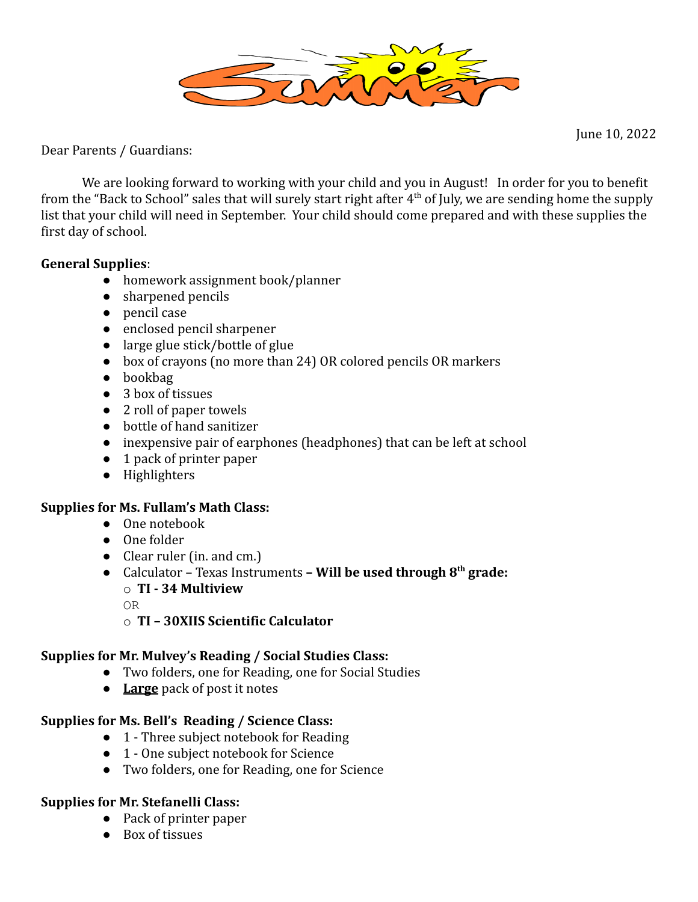June 10, 2022

Dear Parents / Guardians:

We are looking forward to working with your child and you in August! In order for you to benefit from the "Back to School" sales that will surely start right after 4th of July, we are sending home the supply list that your child will need in September. Your child should come prepared and with these supplies the first day of school.

**General Supplies**:

- homework assignment book/planner
- sharpened pencils
- pencil case
- enclosed pencil sharpener
- large glue stick/bottle of glue
- box of crayons (no more than 24) OR colored pencils OR markers
- bookbag
- 3 box of tissues
- 2 roll of paper towels
- bottle of hand sanitizer
- inexpensive pair of earphones (headphones) that can be left at school
- 1 pack of printer paper
- Highlighters

**Supplies for Ms. Fullam's Math Class:**

- One notebook
- One folder
- Clear ruler (in. and cm.)
- Calculator – Texas Instruments **– Will be used through 8th grade:**
  - **TI - 34 Multiview**

    OR
  - **TI – 30XIIS Scientific Calculator**

**Supplies for Mr. Mulvey's Reading / Social Studies Class:**

- Two folders, one for Reading, one for Social Studies
- **Large** pack of post it notes

**Supplies for Ms. Bell's Reading / Science Class:**

- 1 - Three subject notebook for Reading
- 1 - One subject notebook for Science
- Two folders, one for Reading, one for Science

**Supplies for Mr. Stefanelli Class:**

- Pack of printer paper
- Box of tissues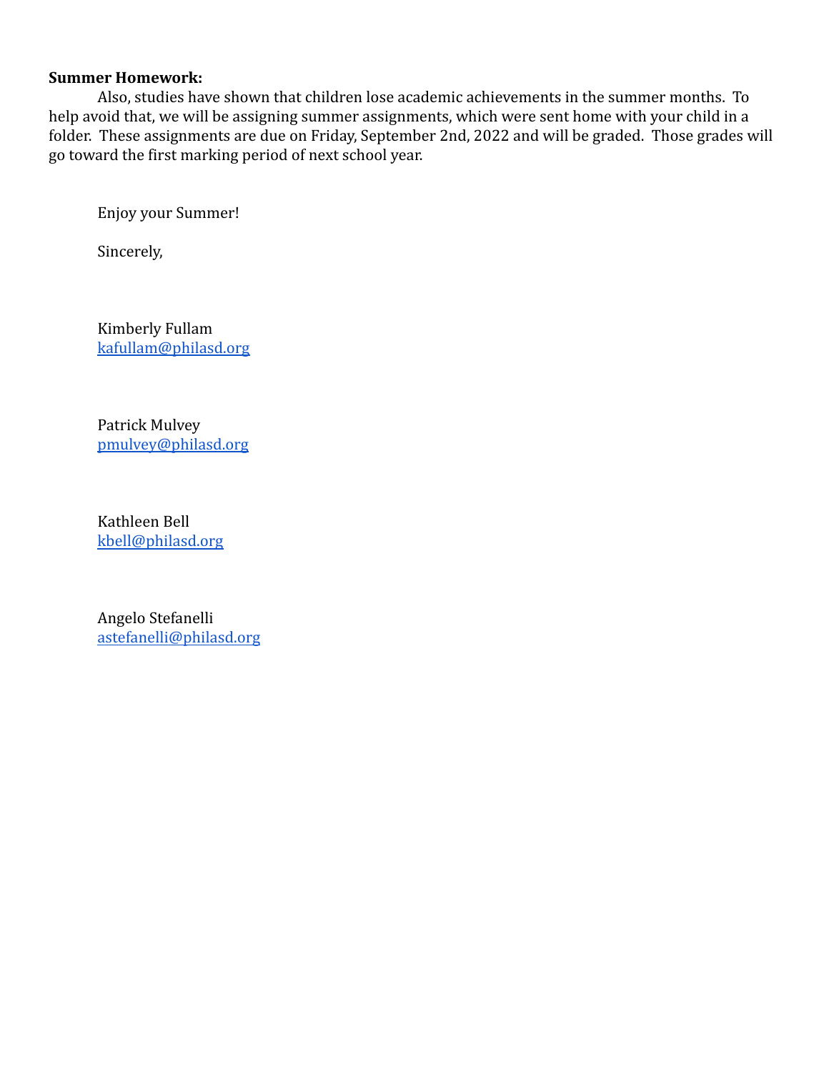**Summer Homework:**

Also, studies have shown that children lose academic achievements in the summer months. To help avoid that, we will be assigning summer assignments, which were sent home with your child in a folder. These assignments are due on Friday, September 2nd, 2022 and will be graded. Those grades will go toward the first marking period of next school year.

Enjoy your Summer!

Sincerely,

Kimberly Fullam
kafullam@philasd.org

Patrick Mulvey
pmulvey@philasd.org

Kathleen Bell
kbell@philasd.org

Angelo Stefanelli
astefanelli@philasd.org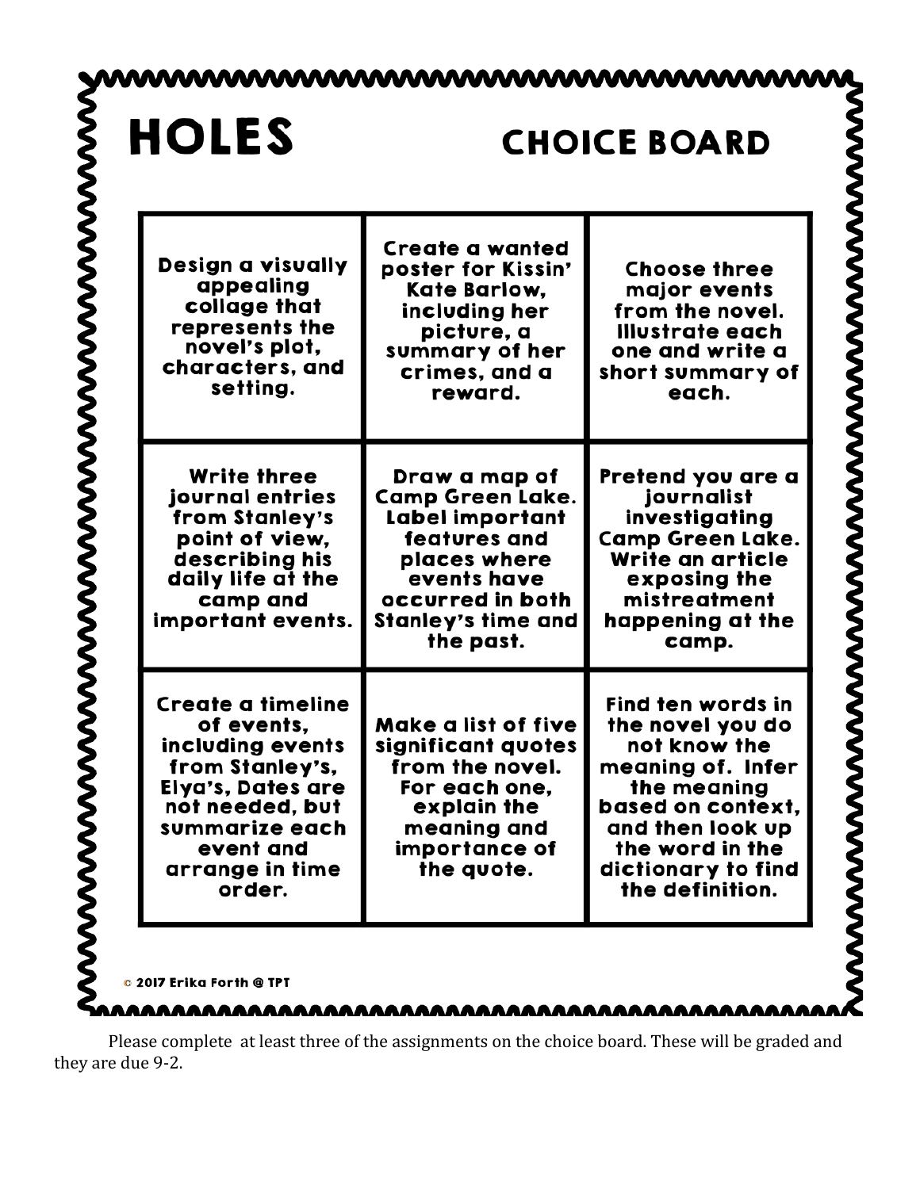# HOLES CHOICE BOARD

| | | |
|---|---|---|
| Design a visually appealing collage that represents the novel's plot, characters, and setting. | Create a wanted poster for Kissin' Kate Barlow, including her picture, a summary of her crimes, and a reward. | Choose three major events from the novel. Illustrate each one and write a short summary of each. |
| Write three journal entries from Stanley's point of view, describing his daily life at the camp and important events. | Draw a map of Camp Green Lake. Label important features and places where events have occurred in both Stanley's time and the past. | Pretend you are a journalist investigating Camp Green Lake. Write an article exposing the mistreatment happening at the camp. |
| Create a timeline of events, including events from Stanley's, Elya's, Dates are not needed, but summarize each event and arrange in time order. | Make a list of five significant quotes from the novel. For each one, explain the meaning and importance of the quote. | Find ten words in the novel you do not know the meaning of. Infer the meaning based on context, and then look up the word in the dictionary to find the definition. |

© 2017 Erika Forth @ TPT

Please complete at least three of the assignments on the choice board. These will be graded and they are due 9-2.